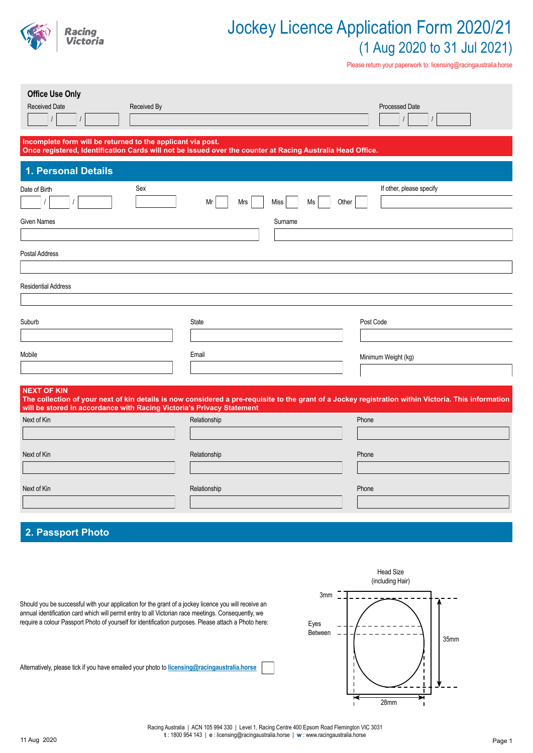Racing Victoria

# Jockey Licence Application Form 2020/21

## (1 Aug 2020 to 31 Jul 2021)

Please return your paperwork to: licensing@racingaustralia.horse

**Office Use Only**

Received Date ___ / ___ / ___ Received By ___ Processed Date ___ / ___ / ___

**Incomplete form will be returned to the applicant via post.**
**Once registered, Identification Cards will not be issued over the counter at Racing Australia Head Office.**

## 1. Personal Details

Date of Birth ___ / ___ / ___

Sex ___ Mr ☐ Mrs ☐ Miss ☐ Ms ☐ Other ☐

If other, please specify ___

Given Names ___

Surname ___

Postal Address ___

Residential Address ___

Suburb ___

State ___

Post Code ___

Mobile ___

Email ___

Minimum Weight (kg) ___

**NEXT OF KIN**
**The collection of your next of kin details is now considered a pre-requisite to the grant of a Jockey registration within Victoria. This information will be stored in accordance with Racing Victoria's Privacy Statement**

| Next of Kin | Relationship | Phone |
|---|---|---|
| | | |
| | | |
| | | |

## 2. Passport Photo

Should you be successful with your application for the grant of a jockey licence you will receive an annual identification card which will permit entry to all Victorian race meetings. Consequently, we require a colour Passport Photo of yourself for identification purposes. Please attach a Photo here:

Alternatively, please tick if you have emailed your photo to **licensing@racingaustralia.horse** ☐

Head Size (including Hair)

3mm

Eyes Between

35mm

28mm

Racing Australia | ACN 105 994 330 | Level 1, Racing Centre 400 Epsom Road Flemington VIC 3031
**t** : 1800 954 143 | **e** : licensing@racingaustralia.horse | **w** : www.racingaustralia.horse

11 Aug 2020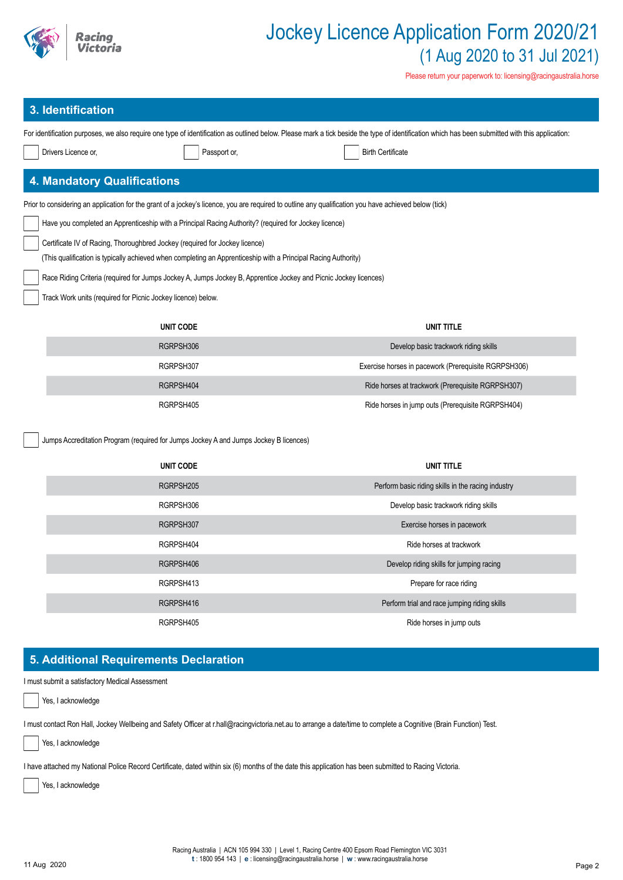# Jockey Licence Application Form 2020/21

(1 Aug 2020 to 31 Jul 2021)

Please return your paperwork to: licensing@racingaustralia.horse

## 3. Identification

For identification purposes, we also require one type of identification as outlined below. Please mark a tick beside the type of identification which has been submitted with this application:

☐ Drivers Licence or,  ☐ Passport or,  ☐ Birth Certificate

## 4. Mandatory Qualifications

Prior to considering an application for the grant of a jockey's licence, you are required to outline any qualification you have achieved below (tick)

☐ Have you completed an Apprenticeship with a Principal Racing Authority? (required for Jockey licence)

☐ Certificate IV of Racing, Thoroughbred Jockey (required for Jockey licence)
(This qualification is typically achieved when completing an Apprenticeship with a Principal Racing Authority)

☐ Race Riding Criteria (required for Jumps Jockey A, Jumps Jockey B, Apprentice Jockey and Picnic Jockey licences)

☐ Track Work units (required for Picnic Jockey licence) below.

| UNIT CODE | UNIT TITLE |
|---|---|
| RGRPSH306 | Develop basic trackwork riding skills |
| RGRPSH307 | Exercise horses in pacework (Prerequisite RGRPSH306) |
| RGRPSH404 | Ride horses at trackwork (Prerequisite RGRPSH307) |
| RGRPSH405 | Ride horses in jump outs (Prerequisite RGRPSH404) |

☐ Jumps Accreditation Program (required for Jumps Jockey A and Jumps Jockey B licences)

| UNIT CODE | UNIT TITLE |
|---|---|
| RGRPSH205 | Perform basic riding skills in the racing industry |
| RGRPSH306 | Develop basic trackwork riding skills |
| RGRPSH307 | Exercise horses in pacework |
| RGRPSH404 | Ride horses at trackwork |
| RGRPSH406 | Develop riding skills for jumping racing |
| RGRPSH413 | Prepare for race riding |
| RGRPSH416 | Perform trial and race jumping riding skills |
| RGRPSH405 | Ride horses in jump outs |

## 5. Additional Requirements Declaration

I must submit a satisfactory Medical Assessment

☐ Yes, I acknowledge

I must contact Ron Hall, Jockey Wellbeing and Safety Officer at r.hall@racingvictoria.net.au to arrange a date/time to complete a Cognitive (Brain Function) Test.

☐ Yes, I acknowledge

I have attached my National Police Record Certificate, dated within six (6) months of the date this application has been submitted to Racing Victoria.

☐ Yes, I acknowledge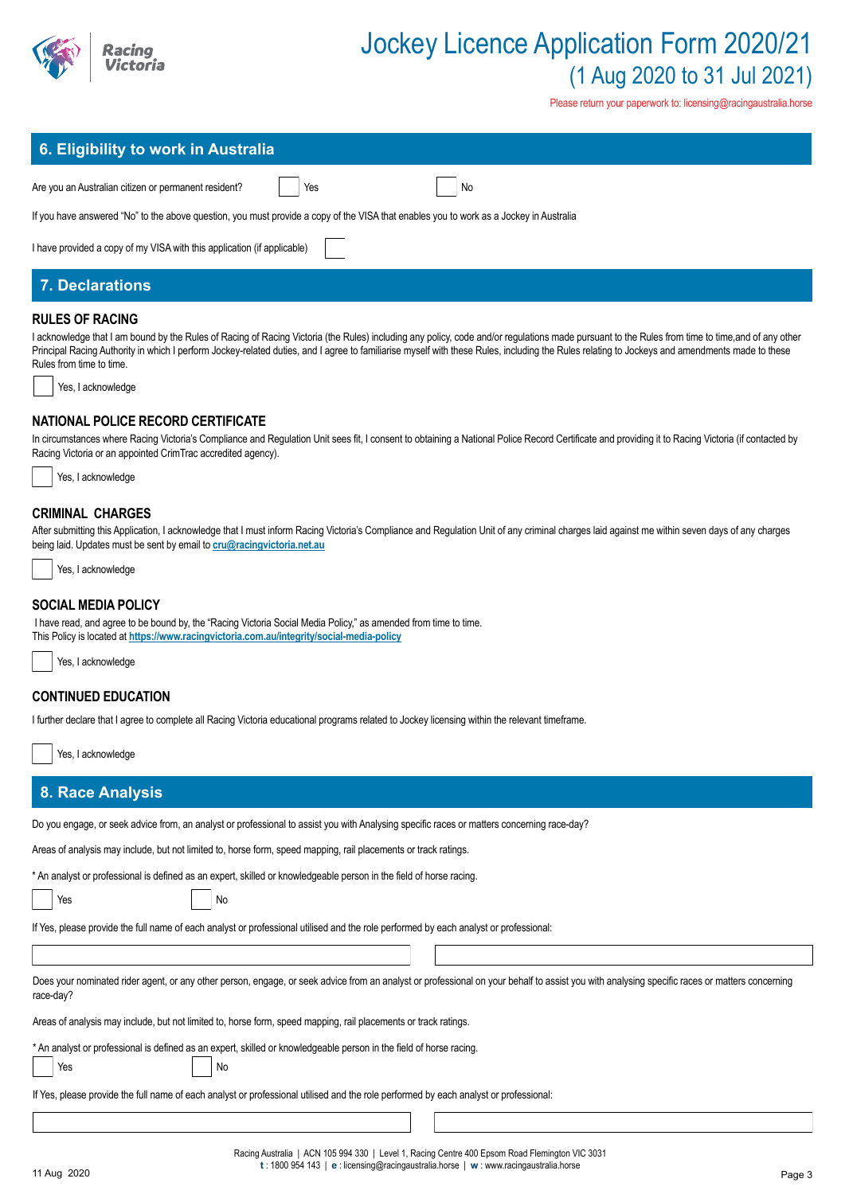# Jockey Licence Application Form 2020/21

(1 Aug 2020 to 31 Jul 2021)

Please return your paperwork to: licensing@racingaustralia.horse

## 6. Eligibility to work in Australia

Are you an Australian citizen or permanent resident? ☐ Yes ☐ No

If you have answered "No" to the above question, you must provide a copy of the VISA that enables you to work as a Jockey in Australia

I have provided a copy of my VISA with this application (if applicable) ☐

## 7. Declarations

### RULES OF RACING

I acknowledge that I am bound by the Rules of Racing of Racing Victoria (the Rules) including any policy, code and/or regulations made pursuant to the Rules from time to time,and of any other Principal Racing Authority in which I perform Jockey-related duties, and I agree to familiarise myself with these Rules, including the Rules relating to Jockeys and amendments made to these Rules from time to time.

☐ Yes, I acknowledge

### NATIONAL POLICE RECORD CERTIFICATE

In circumstances where Racing Victoria's Compliance and Regulation Unit sees fit, I consent to obtaining a National Police Record Certificate and providing it to Racing Victoria (if contacted by Racing Victoria or an appointed CrimTrac accredited agency).

☐ Yes, I acknowledge

### CRIMINAL CHARGES

After submitting this Application, I acknowledge that I must inform Racing Victoria's Compliance and Regulation Unit of any criminal charges laid against me within seven days of any charges being laid. Updates must be sent by email to **cru@racingvictoria.net.au**

☐ Yes, I acknowledge

### SOCIAL MEDIA POLICY

I have read, and agree to be bound by, the "Racing Victoria Social Media Policy," as amended from time to time.
This Policy is located at **https://www.racingvictoria.com.au/integrity/social-media-policy**

☐ Yes, I acknowledge

### CONTINUED EDUCATION

I further declare that I agree to complete all Racing Victoria educational programs related to Jockey licensing within the relevant timeframe.

☐ Yes, I acknowledge

## 8. Race Analysis

Do you engage, or seek advice from, an analyst or professional to assist you with Analysing specific races or matters concerning race-day?

Areas of analysis may include, but not limited to, horse form, speed mapping, rail placements or track ratings.

* An analyst or professional is defined as an expert, skilled or knowledgeable person in the field of horse racing.

☐ Yes ☐ No

If Yes, please provide the full name of each analyst or professional utilised and the role performed by each analyst or professional:

| | |
|---|---|
| | |

Does your nominated rider agent, or any other person, engage, or seek advice from an analyst or professional on your behalf to assist you with analysing specific races or matters concerning race-day?

Areas of analysis may include, but not limited to, horse form, speed mapping, rail placements or track ratings.

* An analyst or professional is defined as an expert, skilled or knowledgeable person in the field of horse racing.

☐ Yes ☐ No

If Yes, please provide the full name of each analyst or professional utilised and the role performed by each analyst or professional:

| | |
|---|---|
| | |

Racing Australia | ACN 105 994 330 | Level 1, Racing Centre 400 Epsom Road Flemington VIC 3031
**t** : 1800 954 143 | **e** : licensing@racingaustralia.horse | **w** : www.racingaustralia.horse

11 Aug 2020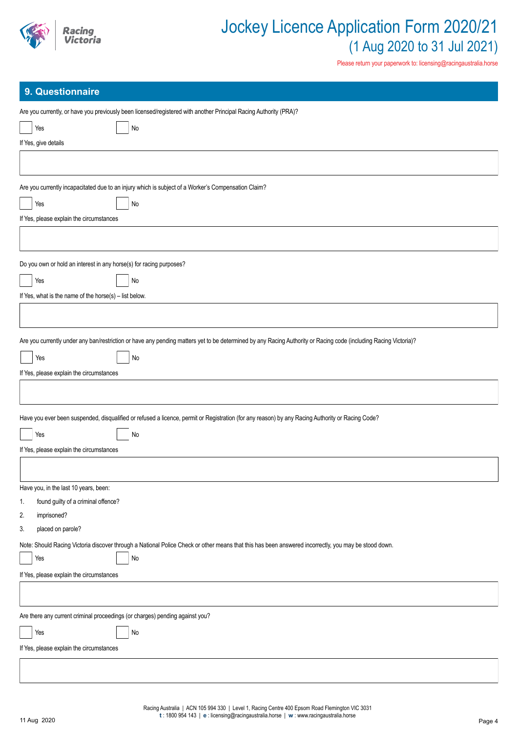## 9. Questionnaire

Are you currently, or have you previously been licensed/registered with another Principal Racing Authority (PRA)?

☐ Yes ☐ No

If Yes, give details

&nbsp;

Are you currently incapacitated due to an injury which is subject of a Worker's Compensation Claim?

☐ Yes ☐ No

If Yes, please explain the circumstances

&nbsp;

Do you own or hold an interest in any horse(s) for racing purposes?

☐ Yes ☐ No

If Yes, what is the name of the horse(s) – list below.

&nbsp;

Are you currently under any ban/restriction or have any pending matters yet to be determined by any Racing Authority or Racing code (including Racing Victoria)?

☐ Yes ☐ No

If Yes, please explain the circumstances

&nbsp;

Have you ever been suspended, disqualified or refused a licence, permit or Registration (for any reason) by any Racing Authority or Racing Code?

☐ Yes ☐ No

If Yes, please explain the circumstances

&nbsp;

Have you, in the last 10 years, been:

1. found guilty of a criminal offence?
2. imprisoned?
3. placed on parole?

Note: Should Racing Victoria discover through a National Police Check or other means that this has been answered incorrectly, you may be stood down.

☐ Yes ☐ No

If Yes, please explain the circumstances

&nbsp;

Are there any current criminal proceedings (or charges) pending against you?

☐ Yes ☐ No

If Yes, please explain the circumstances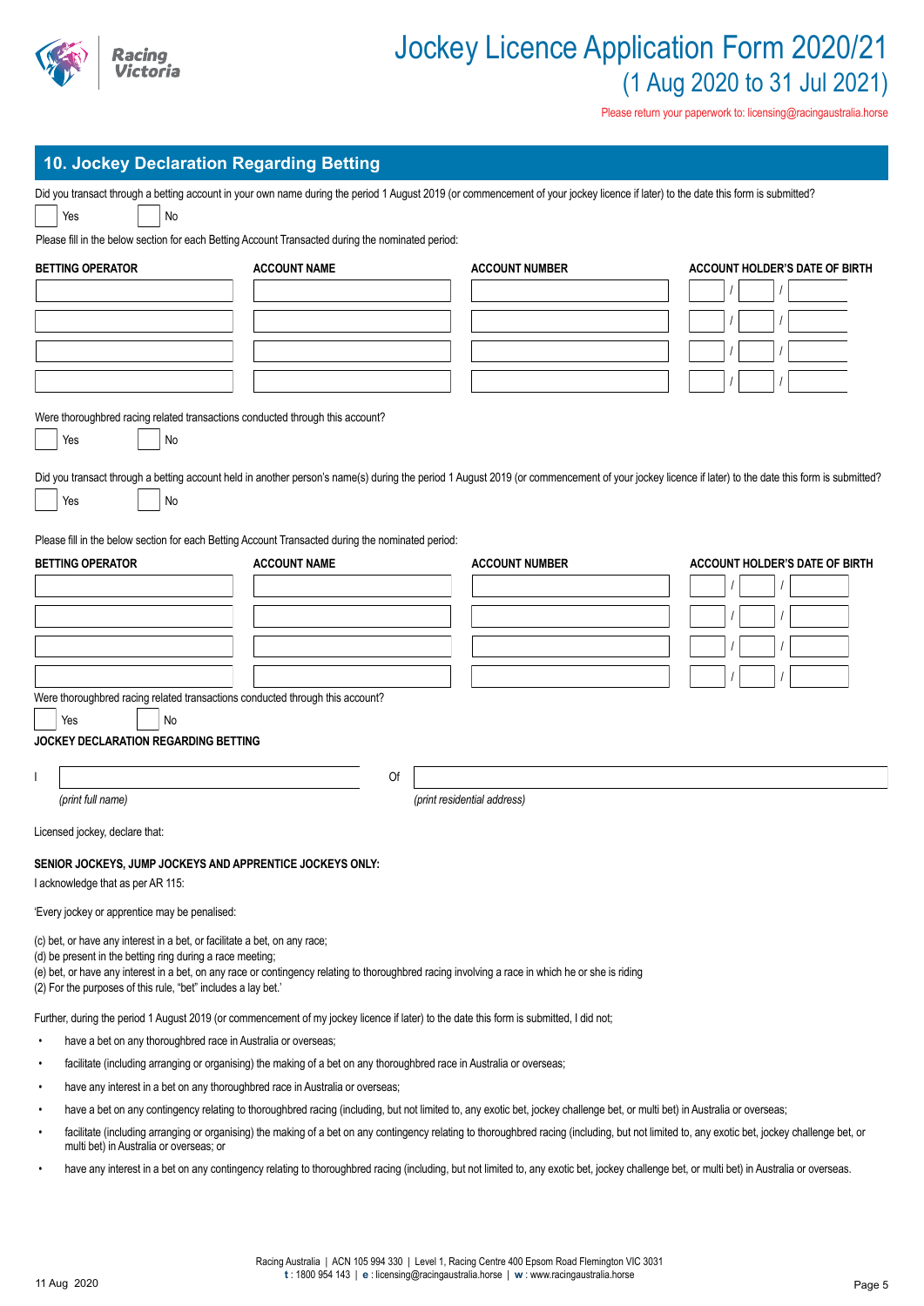# Jockey Licence Application Form 2020/21

(1 Aug 2020 to 31 Jul 2021)

Please return your paperwork to: licensing@racingaustralia.horse

## 10. Jockey Declaration Regarding Betting

Did you transact through a betting account in your own name during the period 1 August 2019 (or commencement of your jockey licence if later) to the date this form is submitted?

☐ Yes ☐ No

Please fill in the below section for each Betting Account Transacted during the nominated period:

| BETTING OPERATOR | ACCOUNT NAME | ACCOUNT NUMBER | ACCOUNT HOLDER'S DATE OF BIRTH |
|---|---|---|---|
| | | | / / |
| | | | / / |
| | | | / / |
| | | | / / |

Were thoroughbred racing related transactions conducted through this account?

☐ Yes ☐ No

Did you transact through a betting account held in another person's name(s) during the period 1 August 2019 (or commencement of your jockey licence if later) to the date this form is submitted?

☐ Yes ☐ No

Please fill in the below section for each Betting Account Transacted during the nominated period:

| BETTING OPERATOR | ACCOUNT NAME | ACCOUNT NUMBER | ACCOUNT HOLDER'S DATE OF BIRTH |
|---|---|---|---|
| | | | / / |
| | | | / / |
| | | | / / |
| | | | / / |

Were thoroughbred racing related transactions conducted through this account?

☐ Yes ☐ No

**JOCKEY DECLARATION REGARDING BETTING**

I ______________________ Of ______________________

*(print full name)* *(print residential address)*

Licensed jockey, declare that:

**SENIOR JOCKEYS, JUMP JOCKEYS AND APPRENTICE JOCKEYS ONLY:**

I acknowledge that as per AR 115:

'Every jockey or apprentice may be penalised:

(c) bet, or have any interest in a bet, or facilitate a bet, on any race;
(d) be present in the betting ring during a race meeting;
(e) bet, or have any interest in a bet, on any race or contingency relating to thoroughbred racing involving a race in which he or she is riding
(2) For the purposes of this rule, "bet" includes a lay bet.'

Further, during the period 1 August 2019 (or commencement of my jockey licence if later) to the date this form is submitted, I did not;

- have a bet on any thoroughbred race in Australia or overseas;
- facilitate (including arranging or organising) the making of a bet on any thoroughbred race in Australia or overseas;
- have any interest in a bet on any thoroughbred race in Australia or overseas;
- have a bet on any contingency relating to thoroughbred racing (including, but not limited to, any exotic bet, jockey challenge bet, or multi bet) in Australia or overseas;
- facilitate (including arranging or organising) the making of a bet on any contingency relating to thoroughbred racing (including, but not limited to, any exotic bet, jockey challenge bet, or multi bet) in Australia or overseas; or
- have any interest in a bet on any contingency relating to thoroughbred racing (including, but not limited to, any exotic bet, jockey challenge bet, or multi bet) in Australia or overseas.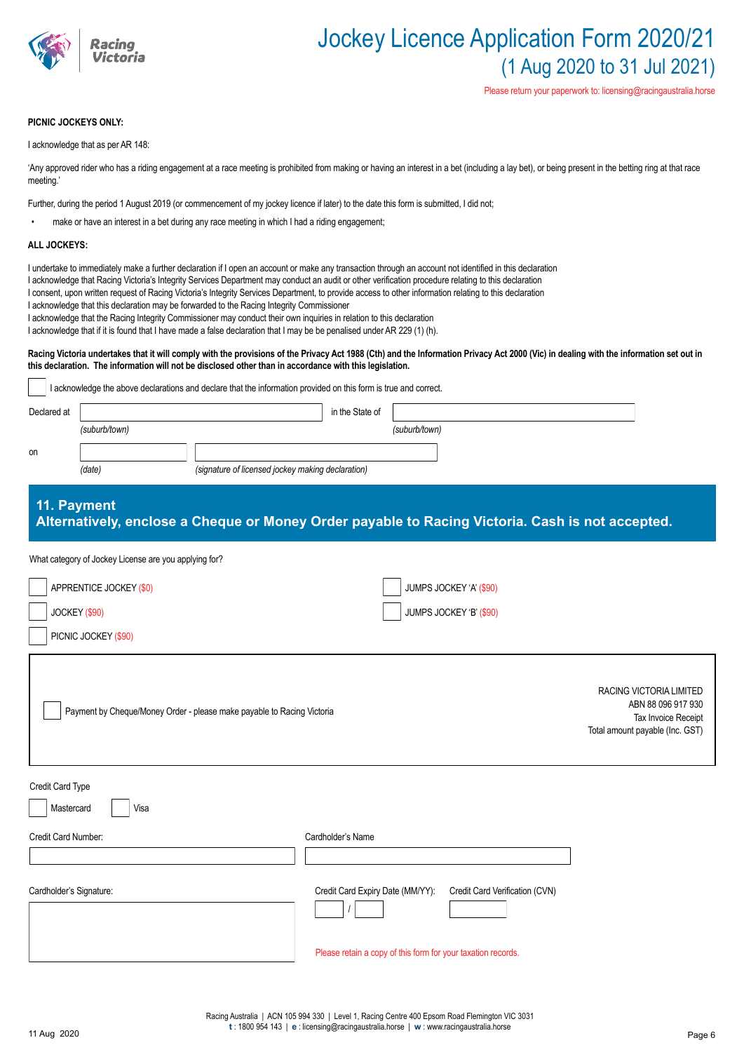**PICNIC JOCKEYS ONLY:**

I acknowledge that as per AR 148:

'Any approved rider who has a riding engagement at a race meeting is prohibited from making or having an interest in a bet (including a lay bet), or being present in the betting ring at that race meeting.'

Further, during the period 1 August 2019 (or commencement of my jockey licence if later) to the date this form is submitted, I did not;

- make or have an interest in a bet during any race meeting in which I had a riding engagement;

**ALL JOCKEYS:**

I undertake to immediately make a further declaration if I open an account or make any transaction through an account not identified in this declaration
I acknowledge that Racing Victoria's Integrity Services Department may conduct an audit or other verification procedure relating to this declaration
I consent, upon written request of Racing Victoria's Integrity Services Department, to provide access to other information relating to this declaration
I acknowledge that this declaration may be forwarded to the Racing Integrity Commissioner
I acknowledge that the Racing Integrity Commissioner may conduct their own inquiries in relation to this declaration
I acknowledge that if it is found that I have made a false declaration that I may be be penalised under AR 229 (1) (h).

**Racing Victoria undertakes that it will comply with the provisions of the Privacy Act 1988 (Cth) and the Information Privacy Act 2000 (Vic) in dealing with the information set out in this declaration. The information will not be disclosed other than in accordance with this legislation.**

☐ I acknowledge the above declarations and declare that the information provided on this form is true and correct.

Declared at ____________________ in the State of ____________________
*(suburb/town)* *(suburb/town)*

on ____________ ____________________
*(date)* *(signature of licensed jockey making declaration)*

## 11. Payment
## Alternatively, enclose a Cheque or Money Order payable to Racing Victoria. Cash is not accepted.

What category of Jockey License are you applying for?

☐ APPRENTICE JOCKEY ($0)
☐ JOCKEY ($90)
☐ PICNIC JOCKEY ($90)
☐ JUMPS JOCKEY 'A' ($90)
☐ JUMPS JOCKEY 'B' ($90)

☐ Payment by Cheque/Money Order - please make payable to Racing Victoria

RACING VICTORIA LIMITED
ABN 88 096 917 930
Tax Invoice Receipt
Total amount payable (Inc. GST)

Credit Card Type

☐ Mastercard ☐ Visa

Credit Card Number: ____________________

Cardholder's Name ____________________

Cardholder's Signature: ____________________

Credit Card Expiry Date (MM/YY): ____ / ____

Credit Card Verification (CVN) ____

Please retain a copy of this form for your taxation records.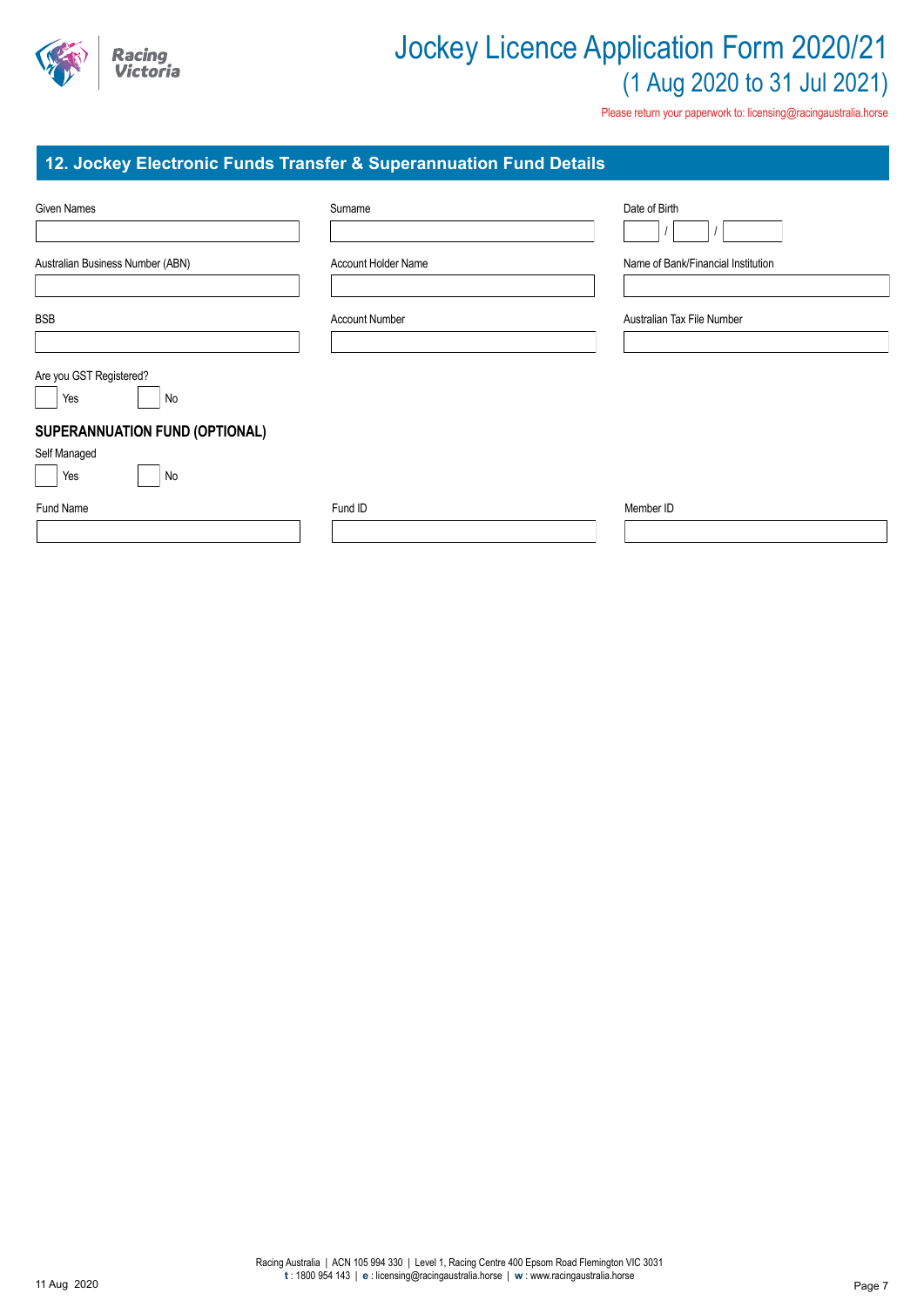# Jockey Licence Application Form 2020/21

## (1 Aug 2020 to 31 Jul 2021)

Please return your paperwork to: licensing@racingaustralia.horse

## 12. Jockey Electronic Funds Transfer & Superannuation Fund Details

| Given Names | Surname | Date of Birth |
|---|---|---|
| | | / / |

| Australian Business Number (ABN) | Account Holder Name | Name of Bank/Financial Institution |
|---|---|---|
| | | |

| BSB | Account Number | Australian Tax File Number |
|---|---|---|
| | | |

Are you GST Registered?

☐ Yes ☐ No

### SUPERANNUATION FUND (OPTIONAL)

Self Managed

☐ Yes ☐ No

| Fund Name | Fund ID | Member ID |
|---|---|---|
| | | |

11 Aug 2020

Racing Australia | ACN 105 994 330 | Level 1, Racing Centre 400 Epsom Road Flemington VIC 3031
**t** : 1800 954 143 | **e** : licensing@racingaustralia.horse | **w** : www.racingaustralia.horse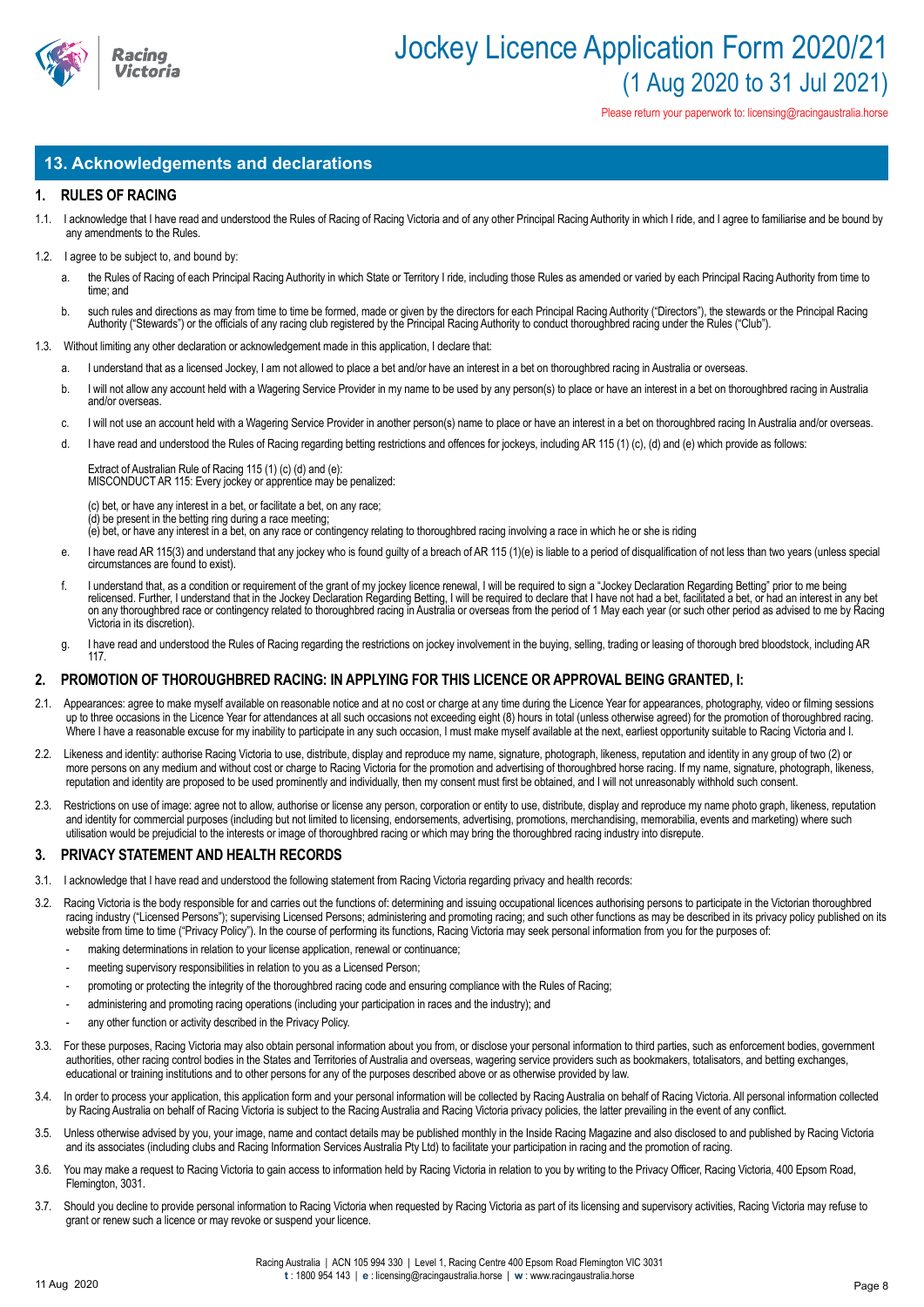## 13. Acknowledgements and declarations

### 1. RULES OF RACING

1.1. I acknowledge that I have read and understood the Rules of Racing of Racing Victoria and of any other Principal Racing Authority in which I ride, and I agree to familiarise and be bound by any amendments to the Rules.

1.2. I agree to be subject to, and bound by:

a. the Rules of Racing of each Principal Racing Authority in which State or Territory I ride, including those Rules as amended or varied by each Principal Racing Authority from time to time; and

b. such rules and directions as may from time to time be formed, made or given by the directors for each Principal Racing Authority ("Directors"), the stewards or the Principal Racing Authority ("Stewards") or the officials of any racing club registered by the Principal Racing Authority to conduct thoroughbred racing under the Rules ("Club").

1.3. Without limiting any other declaration or acknowledgement made in this application, I declare that:

a. I understand that as a licensed Jockey, I am not allowed to place a bet and/or have an interest in a bet on thoroughbred racing in Australia or overseas.

b. I will not allow any account held with a Wagering Service Provider in my name to be used by any person(s) to place or have an interest in a bet on thoroughbred racing in Australia and/or overseas.

c. I will not use an account held with a Wagering Service Provider in another person(s) name to place or have an interest in a bet on thoroughbred racing In Australia and/or overseas.

d. I have read and understood the Rules of Racing regarding betting restrictions and offences for jockeys, including AR 115 (1) (c), (d) and (e) which provide as follows:

Extract of Australian Rule of Racing 115 (1) (c) (d) and (e):
MISCONDUCT AR 115: Every jockey or apprentice may be penalized:

(c) bet, or have any interest in a bet, or facilitate a bet, on any race;
(d) be present in the betting ring during a race meeting;
(e) bet, or have any interest in a bet, on any race or contingency relating to thoroughbred racing involving a race in which he or she is riding

e. I have read AR 115(3) and understand that any jockey who is found guilty of a breach of AR 115 (1)(e) is liable to a period of disqualification of not less than two years (unless special circumstances are found to exist).

f. I understand that, as a condition or requirement of the grant of my jockey licence renewal, I will be required to sign a "Jockey Declaration Regarding Betting" prior to me being relicensed. Further, I understand that in the Jockey Declaration Regarding Betting, I will be required to declare that I have not had a bet, facilitated a bet, or had an interest in any bet on any thoroughbred race or contingency related to thoroughbred racing in Australia or overseas from the period of 1 May each year (or such other period as advised to me by Racing Victoria in its discretion).

g. I have read and understood the Rules of Racing regarding the restrictions on jockey involvement in the buying, selling, trading or leasing of thorough bred bloodstock, including AR 117.

### 2. PROMOTION OF THOROUGHBRED RACING: IN APPLYING FOR THIS LICENCE OR APPROVAL BEING GRANTED, I:

2.1. Appearances: agree to make myself available on reasonable notice and at no cost or charge at any time during the Licence Year for appearances, photography, video or filming sessions up to three occasions in the Licence Year for attendances at all such occasions not exceeding eight (8) hours in total (unless otherwise agreed) for the promotion of thoroughbred racing. Where I have a reasonable excuse for my inability to participate in any such occasion, I must make myself available at the next, earliest opportunity suitable to Racing Victoria and I.

2.2. Likeness and identity: authorise Racing Victoria to use, distribute, display and reproduce my name, signature, photograph, likeness, reputation and identity in any group of two (2) or more persons on any medium and without cost or charge to Racing Victoria for the promotion and advertising of thoroughbred horse racing. If my name, signature, photograph, likeness, reputation and identity are proposed to be used prominently and individually, then my consent must first be obtained, and I will not unreasonably withhold such consent.

2.3. Restrictions on use of image: agree not to allow, authorise or license any person, corporation or entity to use, distribute, display and reproduce my name photo graph, likeness, reputation and identity for commercial purposes (including but not limited to licensing, endorsements, advertising, promotions, merchandising, memorabilia, events and marketing) where such utilisation would be prejudicial to the interests or image of thoroughbred racing or which may bring the thoroughbred racing industry into disrepute.

### 3. PRIVACY STATEMENT AND HEALTH RECORDS

3.1. I acknowledge that I have read and understood the following statement from Racing Victoria regarding privacy and health records:

3.2. Racing Victoria is the body responsible for and carries out the functions of: determining and issuing occupational licences authorising persons to participate in the Victorian thoroughbred racing industry ("Licensed Persons"); supervising Licensed Persons; administering and promoting racing; and such other functions as may be described in its privacy policy published on its website from time to time ("Privacy Policy"). In the course of performing its functions, Racing Victoria may seek personal information from you for the purposes of:

- making determinations in relation to your license application, renewal or continuance;
- meeting supervisory responsibilities in relation to you as a Licensed Person;
- promoting or protecting the integrity of the thoroughbred racing code and ensuring compliance with the Rules of Racing;
- administering and promoting racing operations (including your participation in races and the industry); and
- any other function or activity described in the Privacy Policy.

3.3. For these purposes, Racing Victoria may also obtain personal information about you from, or disclose your personal information to third parties, such as enforcement bodies, government authorities, other racing control bodies in the States and Territories of Australia and overseas, wagering service providers such as bookmakers, totalisators, and betting exchanges, educational or training institutions and to other persons for any of the purposes described above or as otherwise provided by law.

3.4. In order to process your application, this application form and your personal information will be collected by Racing Australia on behalf of Racing Victoria. All personal information collected by Racing Australia on behalf of Racing Victoria is subject to the Racing Australia and Racing Victoria privacy policies, the latter prevailing in the event of any conflict.

3.5. Unless otherwise advised by you, your image, name and contact details may be published monthly in the Inside Racing Magazine and also disclosed to and published by Racing Victoria and its associates (including clubs and Racing Information Services Australia Pty Ltd) to facilitate your participation in racing and the promotion of racing.

3.6. You may make a request to Racing Victoria to gain access to information held by Racing Victoria in relation to you by writing to the Privacy Officer, Racing Victoria, 400 Epsom Road, Flemington, 3031.

3.7. Should you decline to provide personal information to Racing Victoria when requested by Racing Victoria as part of its licensing and supervisory activities, Racing Victoria may refuse to grant or renew such a licence or may revoke or suspend your licence.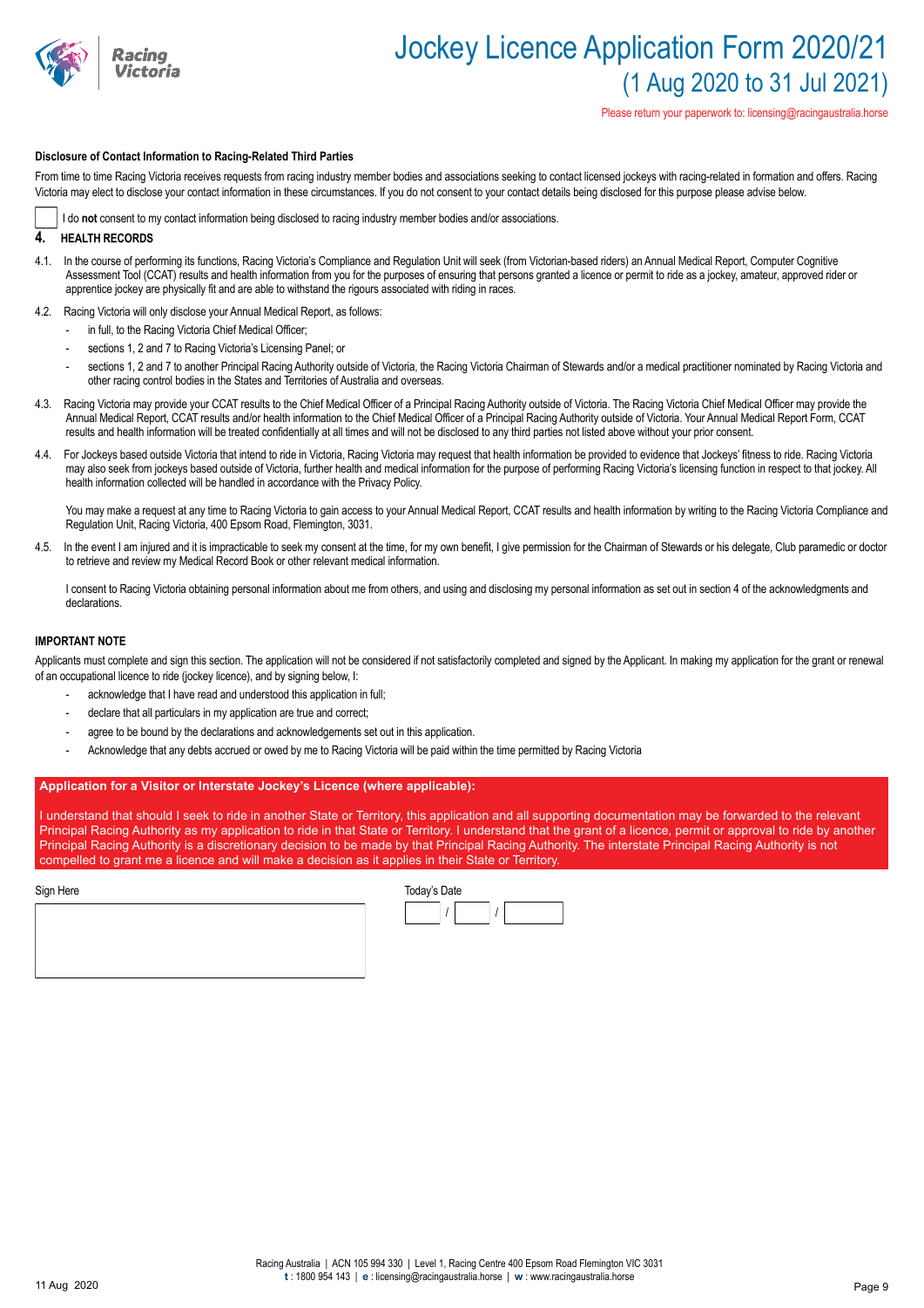#### Disclosure of Contact Information to Racing-Related Third Parties

From time to time Racing Victoria receives requests from racing industry member bodies and associations seeking to contact licensed jockeys with racing-related in formation and offers. Racing Victoria may elect to disclose your contact information in these circumstances. If you do not consent to your contact details being disclosed for this purpose please advise below.

☐ I do **not** consent to my contact information being disclosed to racing industry member bodies and/or associations.

## 4. HEALTH RECORDS

4.1. In the course of performing its functions, Racing Victoria's Compliance and Regulation Unit will seek (from Victorian-based riders) an Annual Medical Report, Computer Cognitive Assessment Tool (CCAT) results and health information from you for the purposes of ensuring that persons granted a licence or permit to ride as a jockey, amateur, approved rider or apprentice jockey are physically fit and are able to withstand the rigours associated with riding in races.

4.2. Racing Victoria will only disclose your Annual Medical Report, as follows:

- in full, to the Racing Victoria Chief Medical Officer;
- sections 1, 2 and 7 to Racing Victoria's Licensing Panel; or
- sections 1, 2 and 7 to another Principal Racing Authority outside of Victoria, the Racing Victoria Chairman of Stewards and/or a medical practitioner nominated by Racing Victoria and other racing control bodies in the States and Territories of Australia and overseas.

4.3. Racing Victoria may provide your CCAT results to the Chief Medical Officer of a Principal Racing Authority outside of Victoria. The Racing Victoria Chief Medical Officer may provide the Annual Medical Report, CCAT results and/or health information to the Chief Medical Officer of a Principal Racing Authority outside of Victoria. Your Annual Medical Report Form, CCAT results and health information will be treated confidentially at all times and will not be disclosed to any third parties not listed above without your prior consent.

4.4. For Jockeys based outside Victoria that intend to ride in Victoria, Racing Victoria may request that health information be provided to evidence that Jockeys' fitness to ride. Racing Victoria may also seek from jockeys based outside of Victoria, further health and medical information for the purpose of performing Racing Victoria's licensing function in respect to that jockey. All health information collected will be handled in accordance with the Privacy Policy.

You may make a request at any time to Racing Victoria to gain access to your Annual Medical Report, CCAT results and health information by writing to the Racing Victoria Compliance and Regulation Unit, Racing Victoria, 400 Epsom Road, Flemington, 3031.

4.5. In the event I am injured and it is impracticable to seek my consent at the time, for my own benefit, I give permission for the Chairman of Stewards or his delegate, Club paramedic or doctor to retrieve and review my Medical Record Book or other relevant medical information.

I consent to Racing Victoria obtaining personal information about me from others, and using and disclosing my personal information as set out in section 4 of the acknowledgments and declarations.

#### IMPORTANT NOTE

Applicants must complete and sign this section. The application will not be considered if not satisfactorily completed and signed by the Applicant. In making my application for the grant or renewal of an occupational licence to ride (jockey licence), and by signing below, I:

- acknowledge that I have read and understood this application in full;
- declare that all particulars in my application are true and correct;
- agree to be bound by the declarations and acknowledgements set out in this application.
- Acknowledge that any debts accrued or owed by me to Racing Victoria will be paid within the time permitted by Racing Victoria

**Application for a Visitor or Interstate Jockey's Licence (where applicable):**

I understand that should I seek to ride in another State or Territory, this application and all supporting documentation may be forwarded to the relevant Principal Racing Authority as my application to ride in that State or Territory. I understand that the grant of a licence, permit or approval to ride by another Principal Racing Authority is a discretionary decision to be made by that Principal Racing Authority. The interstate Principal Racing Authority is not compelled to grant me a licence and will make a decision as it applies in their State or Territory.

Sign Here

Today's Date ____ / ____ / ____